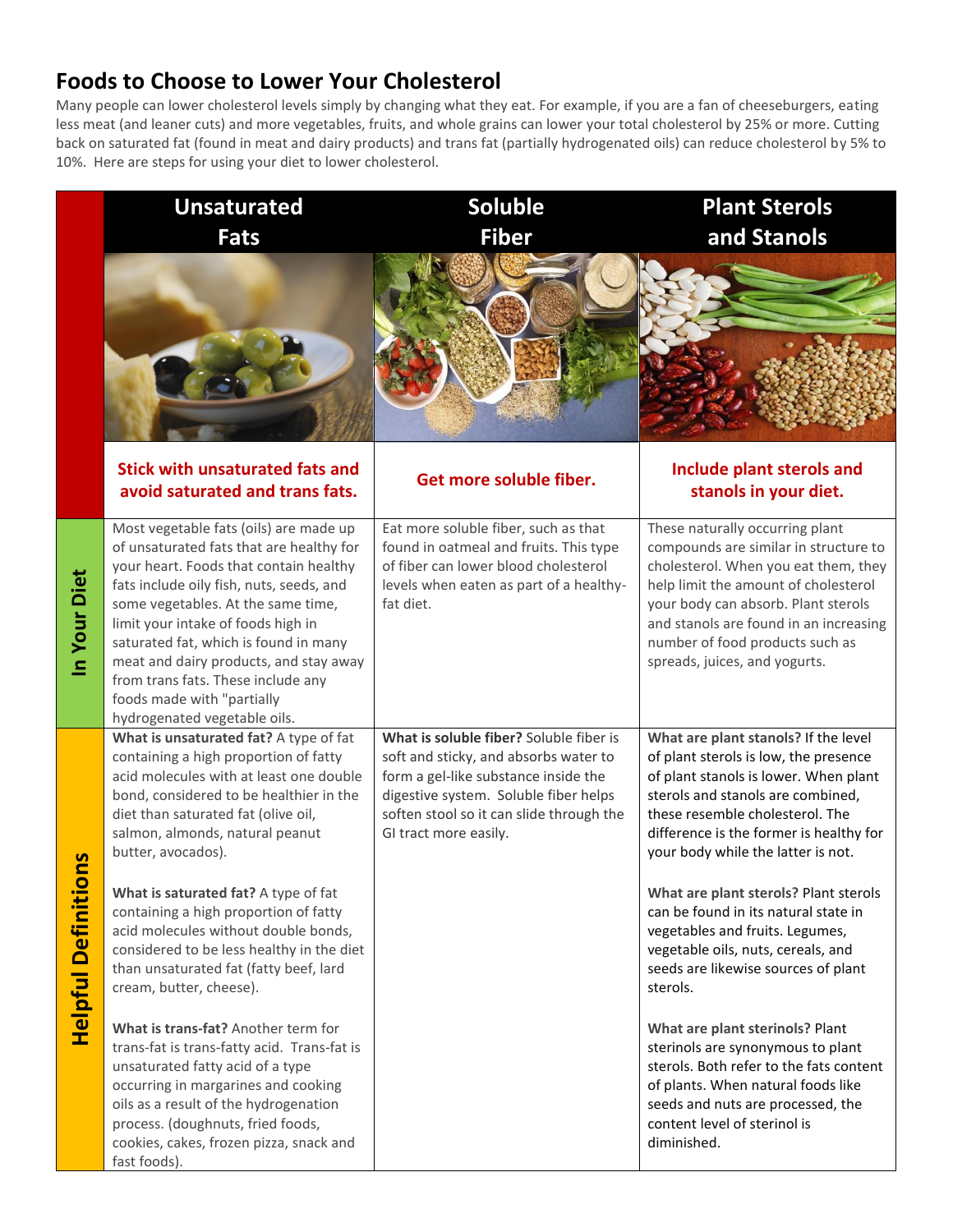# Foods to Choose to Lower Your Cholesterol

Many people can lower cholesterol levels simply by changing what they eat. For example, if you are a fan of cheeseburgers, eating less meat (and leaner cuts) and more vegetables, fruits, and whole grains can lower your total cholesterol by 25% or more. Cutting back on saturated fat (found in meat and dairy products) and trans fat (partially hydrogenated oils) can reduce cholesterol by 5% to 10%. Here are steps for using your diet to lower cholesterol.

| | Unsaturated Fats | Soluble Fiber | Plant Sterols and Stanols |
|---|---|---|---|
| | **Stick with unsaturated fats and avoid saturated and trans fats.** | **Get more soluble fiber.** | **Include plant sterols and stanols in your diet.** |
| **In Your Diet** | Most vegetable fats (oils) are made up of unsaturated fats that are healthy for your heart. Foods that contain healthy fats include oily fish, nuts, seeds, and some vegetables. At the same time, limit your intake of foods high in saturated fat, which is found in many meat and dairy products, and stay away from trans fats. These include any foods made with "partially hydrogenated vegetable oils. | Eat more soluble fiber, such as that found in oatmeal and fruits. This type of fiber can lower blood cholesterol levels when eaten as part of a healthy-fat diet. | These naturally occurring plant compounds are similar in structure to cholesterol. When you eat them, they help limit the amount of cholesterol your body can absorb. Plant sterols and stanols are found in an increasing number of food products such as spreads, juices, and yogurts. |
| **Helpful Definitions** | **What is unsaturated fat?** A type of fat containing a high proportion of fatty acid molecules with at least one double bond, considered to be healthier in the diet than saturated fat (olive oil, salmon, almonds, natural peanut butter, avocados).<br><br>**What is saturated fat?** A type of fat containing a high proportion of fatty acid molecules without double bonds, considered to be less healthy in the diet than unsaturated fat (fatty beef, lard cream, butter, cheese).<br><br>**What is trans-fat?** Another term for trans-fat is trans-fatty acid. Trans-fat is unsaturated fatty acid of a type occurring in margarines and cooking oils as a result of the hydrogenation process. (doughnuts, fried foods, cookies, cakes, frozen pizza, snack and fast foods). | **What is soluble fiber?** Soluble fiber is soft and sticky, and absorbs water to form a gel-like substance inside the digestive system. Soluble fiber helps soften stool so it can slide through the GI tract more easily. | **What are plant stanols?** If the level of plant sterols is low, the presence of plant stanols is lower. When plant sterols and stanols are combined, these resemble cholesterol. The difference is the former is healthy for your body while the latter is not.<br><br>**What are plant sterols?** Plant sterols can be found in its natural state in vegetables and fruits. Legumes, vegetable oils, nuts, cereals, and seeds are likewise sources of plant sterols.<br><br>**What are plant sterinols?** Plant sterinols are synonymous to plant sterols. Both refer to the fats content of plants. When natural foods like seeds and nuts are processed, the content level of sterinol is diminished. |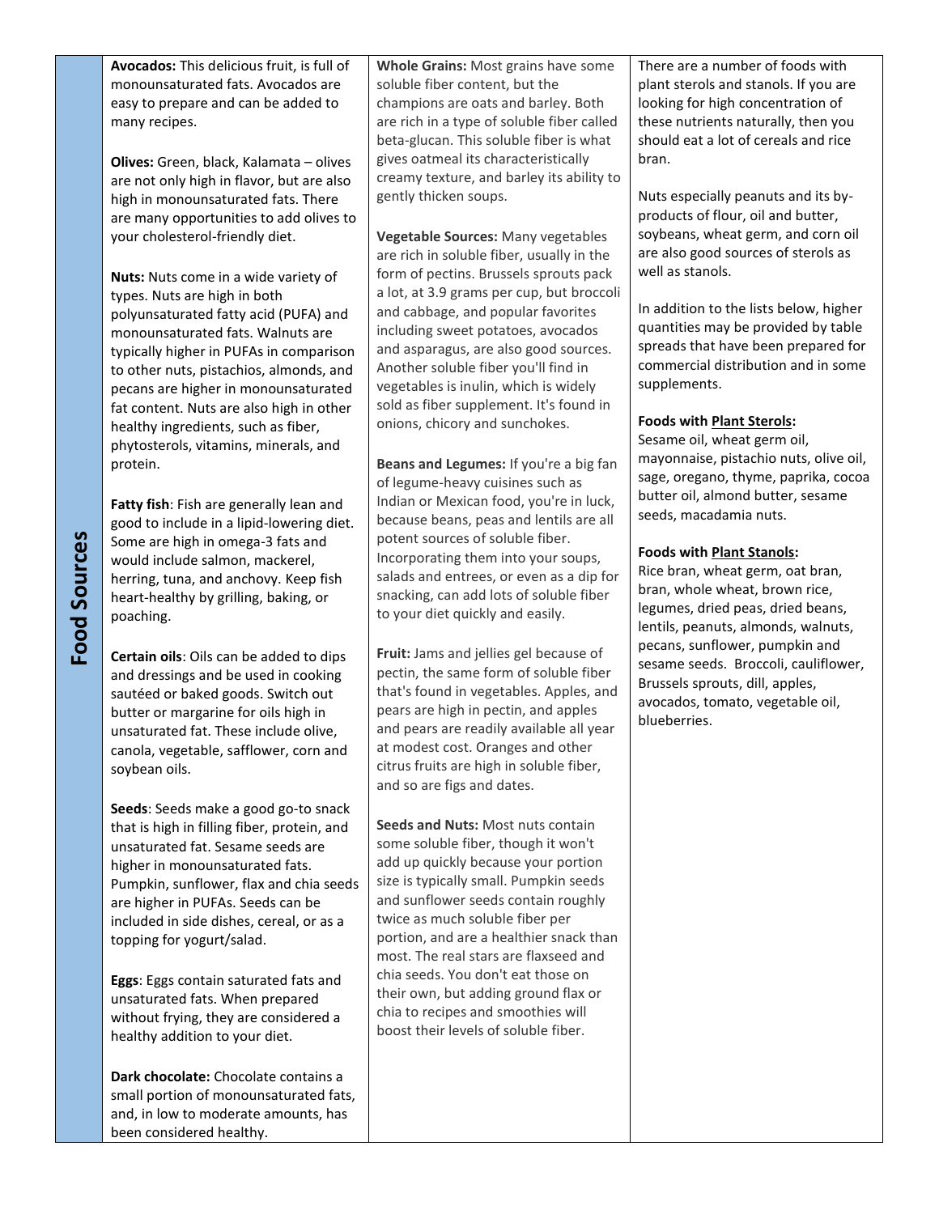## Food Sources

**Avocados:** This delicious fruit, is full of monounsaturated fats. Avocados are easy to prepare and can be added to many recipes.

**Olives:** Green, black, Kalamata – olives are not only high in flavor, but are also high in monounsaturated fats. There are many opportunities to add olives to your cholesterol-friendly diet.

**Nuts:** Nuts come in a wide variety of types. Nuts are high in both polyunsaturated fatty acid (PUFA) and monounsaturated fats. Walnuts are typically higher in PUFAs in comparison to other nuts, pistachios, almonds, and pecans are higher in monounsaturated fat content. Nuts are also high in other healthy ingredients, such as fiber, phytosterols, vitamins, minerals, and protein.

**Fatty fish**: Fish are generally lean and good to include in a lipid-lowering diet. Some are high in omega-3 fats and would include salmon, mackerel, herring, tuna, and anchovy. Keep fish heart-healthy by grilling, baking, or poaching.

**Certain oils**: Oils can be added to dips and dressings and be used in cooking sautéed or baked goods. Switch out butter or margarine for oils high in unsaturated fat. These include olive, canola, vegetable, safflower, corn and soybean oils.

**Seeds**: Seeds make a good go-to snack that is high in filling fiber, protein, and unsaturated fat. Sesame seeds are higher in monounsaturated fats. Pumpkin, sunflower, flax and chia seeds are higher in PUFAs. Seeds can be included in side dishes, cereal, or as a topping for yogurt/salad.

**Eggs**: Eggs contain saturated fats and unsaturated fats. When prepared without frying, they are considered a healthy addition to your diet.

**Dark chocolate:** Chocolate contains a small portion of monounsaturated fats, and, in low to moderate amounts, has been considered healthy.

**Whole Grains:** Most grains have some soluble fiber content, but the champions are oats and barley. Both are rich in a type of soluble fiber called beta-glucan. This soluble fiber is what gives oatmeal its characteristically creamy texture, and barley its ability to gently thicken soups.

**Vegetable Sources:** Many vegetables are rich in soluble fiber, usually in the form of pectins. Brussels sprouts pack a lot, at 3.9 grams per cup, but broccoli and cabbage, and popular favorites including sweet potatoes, avocados and asparagus, are also good sources. Another soluble fiber you'll find in vegetables is inulin, which is widely sold as fiber supplement. It's found in onions, chicory and sunchokes.

**Beans and Legumes:** If you're a big fan of legume-heavy cuisines such as Indian or Mexican food, you're in luck, because beans, peas and lentils are all potent sources of soluble fiber. Incorporating them into your soups, salads and entrees, or even as a dip for snacking, can add lots of soluble fiber to your diet quickly and easily.

**Fruit:** Jams and jellies gel because of pectin, the same form of soluble fiber that's found in vegetables. Apples, and pears are high in pectin, and apples and pears are readily available all year at modest cost. Oranges and other citrus fruits are high in soluble fiber, and so are figs and dates.

**Seeds and Nuts:** Most nuts contain some soluble fiber, though it won't add up quickly because your portion size is typically small. Pumpkin seeds and sunflower seeds contain roughly twice as much soluble fiber per portion, and are a healthier snack than most. The real stars are flaxseed and chia seeds. You don't eat those on their own, but adding ground flax or chia to recipes and smoothies will boost their levels of soluble fiber.

There are a number of foods with plant sterols and stanols. If you are looking for high concentration of these nutrients naturally, then you should eat a lot of cereals and rice bran.

Nuts especially peanuts and its by-products of flour, oil and butter, soybeans, wheat germ, and corn oil are also good sources of sterols as well as stanols.

In addition to the lists below, higher quantities may be provided by table spreads that have been prepared for commercial distribution and in some supplements.

**Foods with Plant Sterols:**
Sesame oil, wheat germ oil, mayonnaise, pistachio nuts, olive oil, sage, oregano, thyme, paprika, cocoa butter oil, almond butter, sesame seeds, macadamia nuts.

**Foods with Plant Stanols:**
Rice bran, wheat germ, oat bran, bran, whole wheat, brown rice, legumes, dried peas, dried beans, lentils, peanuts, almonds, walnuts, pecans, sunflower, pumpkin and sesame seeds. Broccoli, cauliflower, Brussels sprouts, dill, apples, avocados, tomato, vegetable oil, blueberries.